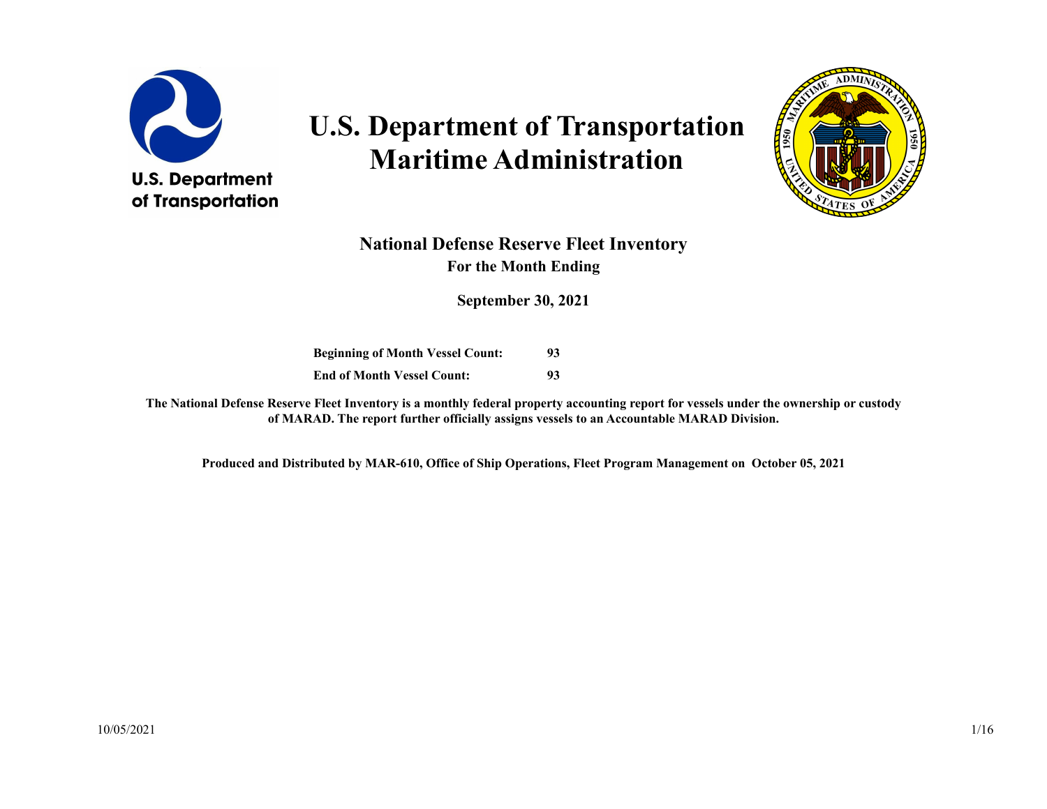# U.S. Department of Transportation
# Maritime Administration

## National Defense Reserve Fleet Inventory

### For the Month Ending

### September 30, 2021

| | |
|---|---|
| **Beginning of Month Vessel Count:** | **93** |
| **End of Month Vessel Count:** | **93** |

**The National Defense Reserve Fleet Inventory is a monthly federal property accounting report for vessels under the ownership or custody of MARAD. The report further officially assigns vessels to an Accountable MARAD Division.**

**Produced and Distributed by MAR-610, Office of Ship Operations, Fleet Program Management on October 05, 2021**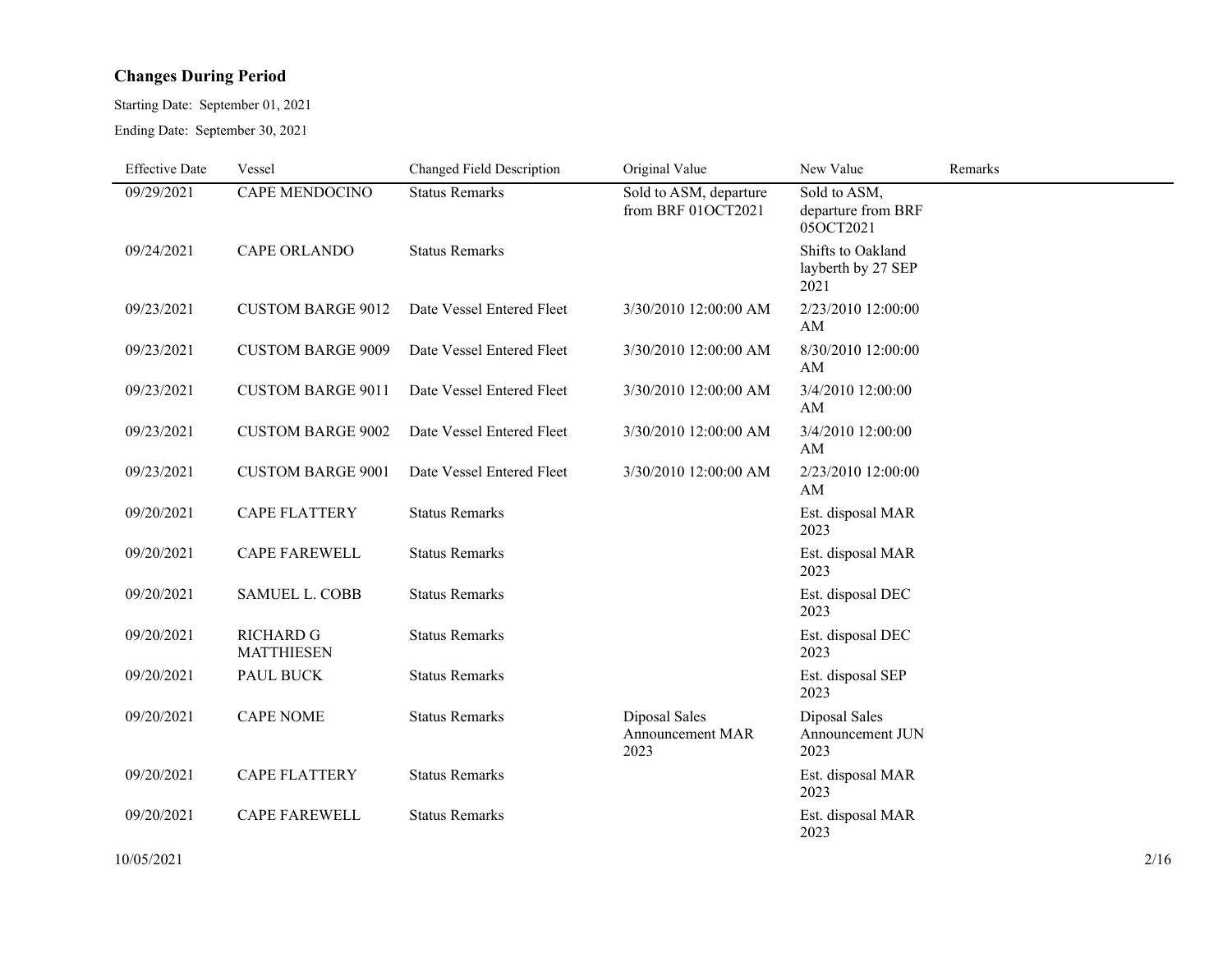## Changes During Period

Starting Date: September 01, 2021

Ending Date: September 30, 2021

| Effective Date | Vessel | Changed Field Description | Original Value | New Value | Remarks |
|---|---|---|---|---|---|
| 09/29/2021 | CAPE MENDOCINO | Status Remarks | Sold to ASM, departure from BRF 01OCT2021 | Sold to ASM, departure from BRF 05OCT2021 | |
| 09/24/2021 | CAPE ORLANDO | Status Remarks | | Shifts to Oakland layberth by 27 SEP 2021 | |
| 09/23/2021 | CUSTOM BARGE 9012 | Date Vessel Entered Fleet | 3/30/2010 12:00:00 AM | 2/23/2010 12:00:00 AM | |
| 09/23/2021 | CUSTOM BARGE 9009 | Date Vessel Entered Fleet | 3/30/2010 12:00:00 AM | 8/30/2010 12:00:00 AM | |
| 09/23/2021 | CUSTOM BARGE 9011 | Date Vessel Entered Fleet | 3/30/2010 12:00:00 AM | 3/4/2010 12:00:00 AM | |
| 09/23/2021 | CUSTOM BARGE 9002 | Date Vessel Entered Fleet | 3/30/2010 12:00:00 AM | 3/4/2010 12:00:00 AM | |
| 09/23/2021 | CUSTOM BARGE 9001 | Date Vessel Entered Fleet | 3/30/2010 12:00:00 AM | 2/23/2010 12:00:00 AM | |
| 09/20/2021 | CAPE FLATTERY | Status Remarks | | Est. disposal MAR 2023 | |
| 09/20/2021 | CAPE FAREWELL | Status Remarks | | Est. disposal MAR 2023 | |
| 09/20/2021 | SAMUEL L. COBB | Status Remarks | | Est. disposal DEC 2023 | |
| 09/20/2021 | RICHARD G MATTHIESEN | Status Remarks | | Est. disposal DEC 2023 | |
| 09/20/2021 | PAUL BUCK | Status Remarks | | Est. disposal SEP 2023 | |
| 09/20/2021 | CAPE NOME | Status Remarks | Diposal Sales Announcement MAR 2023 | Diposal Sales Announcement JUN 2023 | |
| 09/20/2021 | CAPE FLATTERY | Status Remarks | | Est. disposal MAR 2023 | |
| 09/20/2021 | CAPE FAREWELL | Status Remarks | | Est. disposal MAR 2023 | |

10/05/2021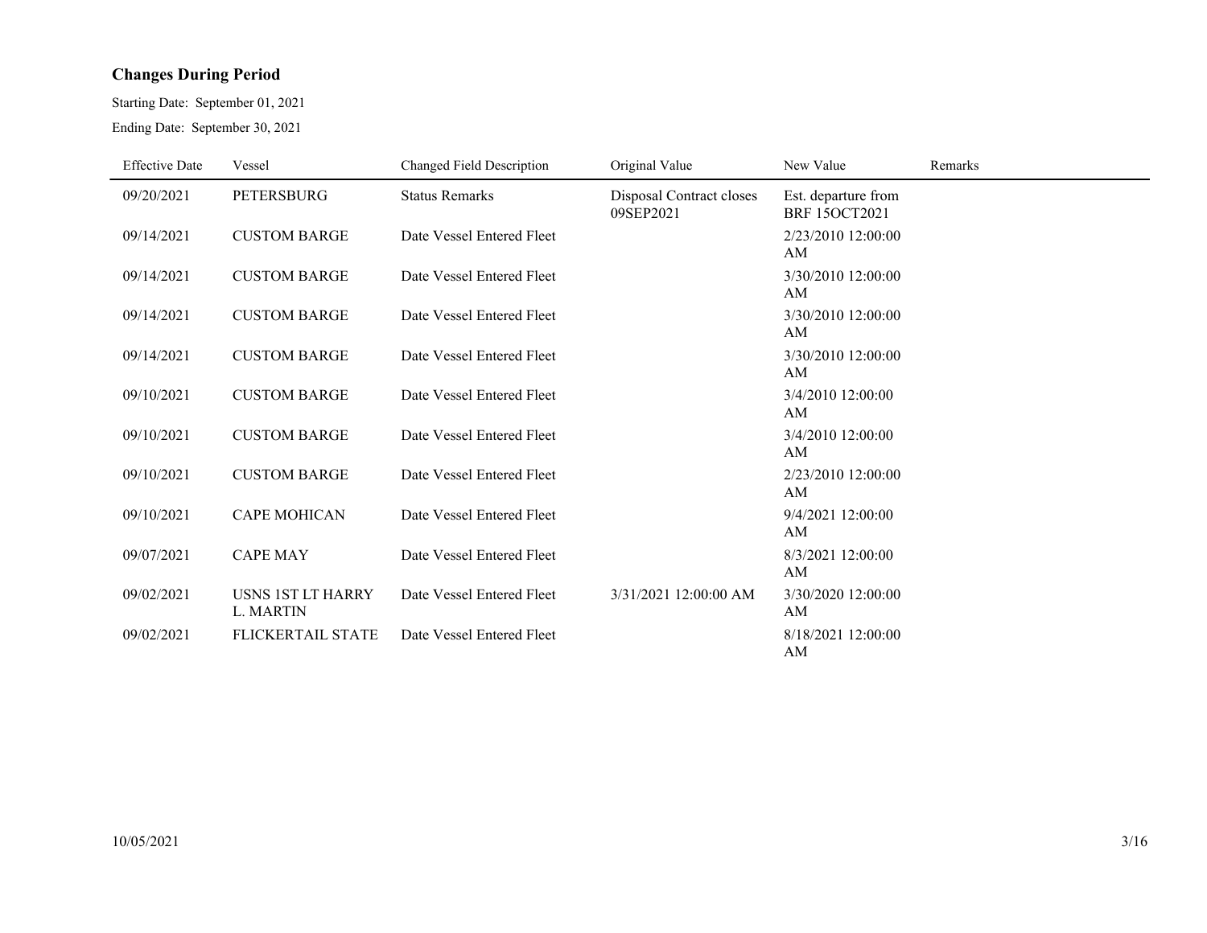## Changes During Period

Starting Date: September 01, 2021

Ending Date: September 30, 2021

| Effective Date | Vessel | Changed Field Description | Original Value | New Value | Remarks |
|---|---|---|---|---|---|
| 09/20/2021 | PETERSBURG | Status Remarks | Disposal Contract closes 09SEP2021 | Est. departure from BRF 15OCT2021 | |
| 09/14/2021 | CUSTOM BARGE | Date Vessel Entered Fleet | | 2/23/2010 12:00:00 AM | |
| 09/14/2021 | CUSTOM BARGE | Date Vessel Entered Fleet | | 3/30/2010 12:00:00 AM | |
| 09/14/2021 | CUSTOM BARGE | Date Vessel Entered Fleet | | 3/30/2010 12:00:00 AM | |
| 09/14/2021 | CUSTOM BARGE | Date Vessel Entered Fleet | | 3/30/2010 12:00:00 AM | |
| 09/10/2021 | CUSTOM BARGE | Date Vessel Entered Fleet | | 3/4/2010 12:00:00 AM | |
| 09/10/2021 | CUSTOM BARGE | Date Vessel Entered Fleet | | 3/4/2010 12:00:00 AM | |
| 09/10/2021 | CUSTOM BARGE | Date Vessel Entered Fleet | | 2/23/2010 12:00:00 AM | |
| 09/10/2021 | CAPE MOHICAN | Date Vessel Entered Fleet | | 9/4/2021 12:00:00 AM | |
| 09/07/2021 | CAPE MAY | Date Vessel Entered Fleet | | 8/3/2021 12:00:00 AM | |
| 09/02/2021 | USNS 1ST LT HARRY L. MARTIN | Date Vessel Entered Fleet | 3/31/2021 12:00:00 AM | 3/30/2020 12:00:00 AM | |
| 09/02/2021 | FLICKERTAIL STATE | Date Vessel Entered Fleet | | 8/18/2021 12:00:00 AM | |

10/05/2021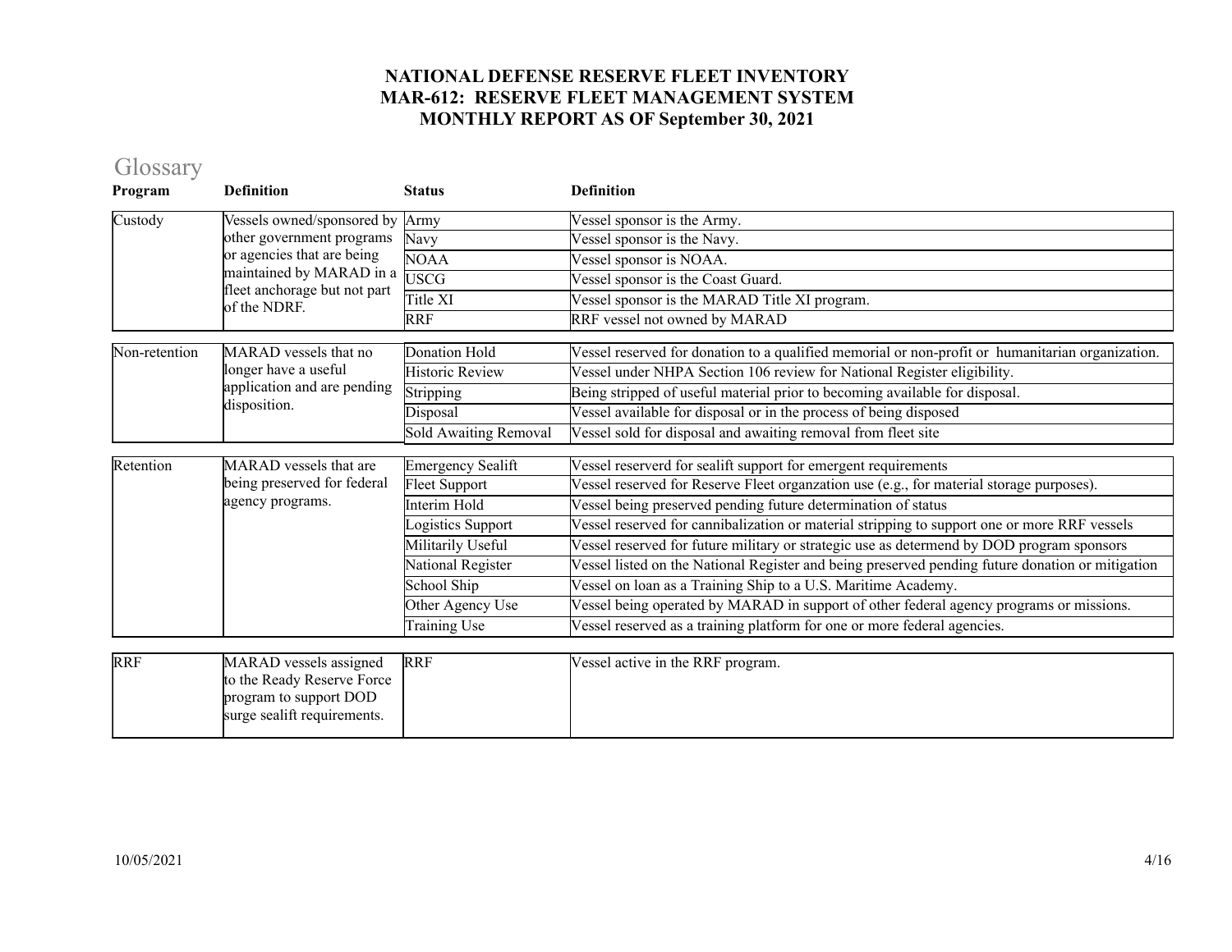# NATIONAL DEFENSE RESERVE FLEET INVENTORY
# MAR-612: RESERVE FLEET MANAGEMENT SYSTEM
# MONTHLY REPORT AS OF September 30, 2021

## Glossary

| Program | Definition | Status | Definition |
|---|---|---|---|
| Custody | Vessels owned/sponsored by other government programs or agencies that are being maintained by MARAD in a fleet anchorage but not part of the NDRF. | Army | Vessel sponsor is the Army. |
| | | Navy | Vessel sponsor is the Navy. |
| | | NOAA | Vessel sponsor is NOAA. |
| | | USCG | Vessel sponsor is the Coast Guard. |
| | | Title XI | Vessel sponsor is the MARAD Title XI program. |
| | | RRF | RRF vessel not owned by MARAD |
| Non-retention | MARAD vessels that no longer have a useful application and are pending disposition. | Donation Hold | Vessel reserved for donation to a qualified memorial or non-profit or humanitarian organization. |
| | | Historic Review | Vessel under NHPA Section 106 review for National Register eligibility. |
| | | Stripping | Being stripped of useful material prior to becoming available for disposal. |
| | | Disposal | Vessel available for disposal or in the process of being disposed |
| | | Sold Awaiting Removal | Vessel sold for disposal and awaiting removal from fleet site |
| Retention | MARAD vessels that are being preserved for federal agency programs. | Emergency Sealift | Vessel reserverd for sealift support for emergent requirements |
| | | Fleet Support | Vessel reserved for Reserve Fleet organzation use (e.g., for material storage purposes). |
| | | Interim Hold | Vessel being preserved pending future determination of status |
| | | Logistics Support | Vessel reserved for cannibalization or material stripping to support one or more RRF vessels |
| | | Militarily Useful | Vessel reserved for future military or strategic use as determend by DOD program sponsors |
| | | National Register | Vessel listed on the National Register and being preserved pending future donation or mitigation |
| | | School Ship | Vessel on loan as a Training Ship to a U.S. Maritime Academy. |
| | | Other Agency Use | Vessel being operated by MARAD in support of other federal agency programs or missions. |
| | | Training Use | Vessel reserved as a training platform for one or more federal agencies. |
| RRF | MARAD vessels assigned to the Ready Reserve Force program to support DOD surge sealift requirements. | RRF | Vessel active in the RRF program. |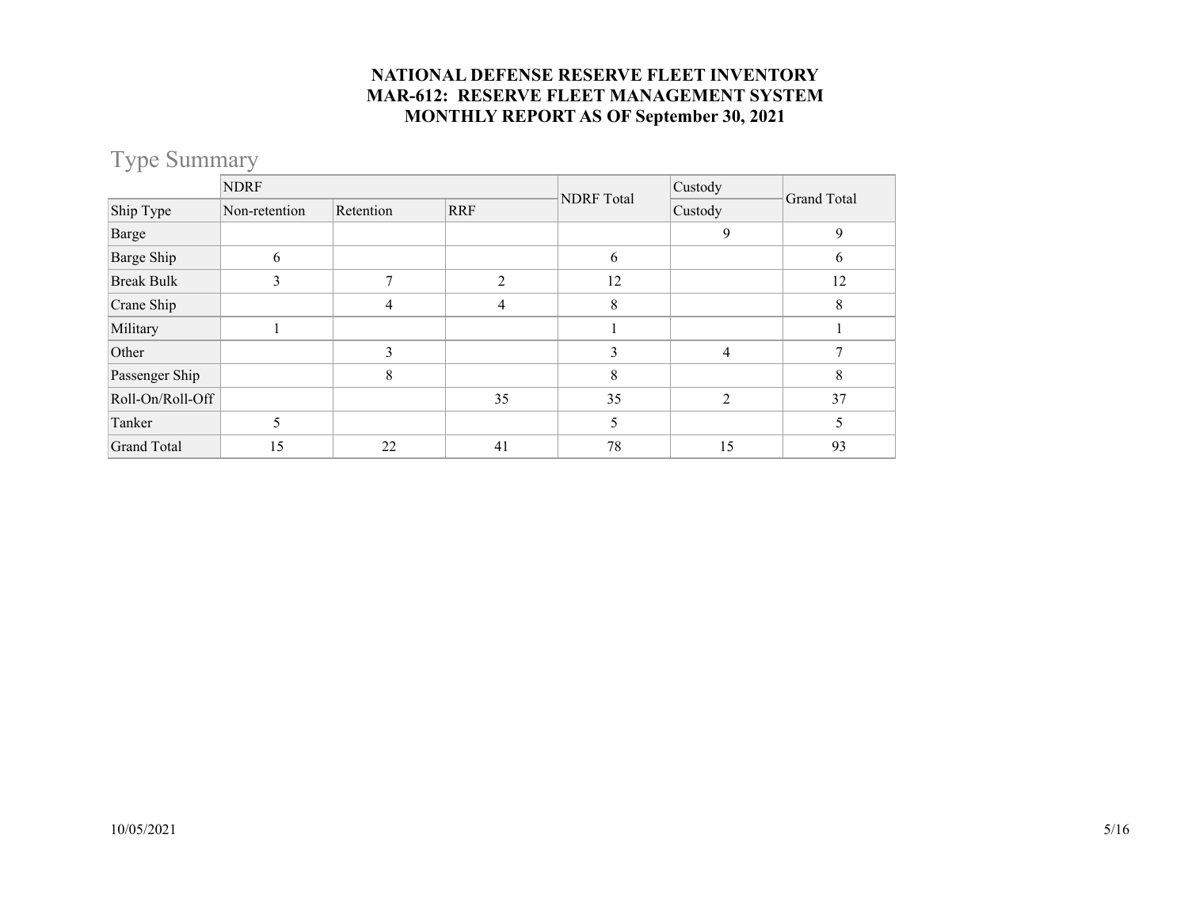**NATIONAL DEFENSE RESERVE FLEET INVENTORY**
**MAR-612: RESERVE FLEET MANAGEMENT SYSTEM**
**MONTHLY REPORT AS OF September 30, 2021**

# Type Summary

| | NDRF | | | NDRF Total | Custody | Grand Total |
|---|---|---|---|---|---|---|
| Ship Type | Non-retention | Retention | RRF | | Custody | |
| Barge | | | | | 9 | 9 |
| Barge Ship | 6 | | | 6 | | 6 |
| Break Bulk | 3 | 7 | 2 | 12 | | 12 |
| Crane Ship | | 4 | 4 | 8 | | 8 |
| Military | 1 | | | 1 | | 1 |
| Other | | 3 | | 3 | 4 | 7 |
| Passenger Ship | | 8 | | 8 | | 8 |
| Roll-On/Roll-Off | | | 35 | 35 | 2 | 37 |
| Tanker | 5 | | | 5 | | 5 |
| Grand Total | 15 | 22 | 41 | 78 | 15 | 93 |

10/05/2021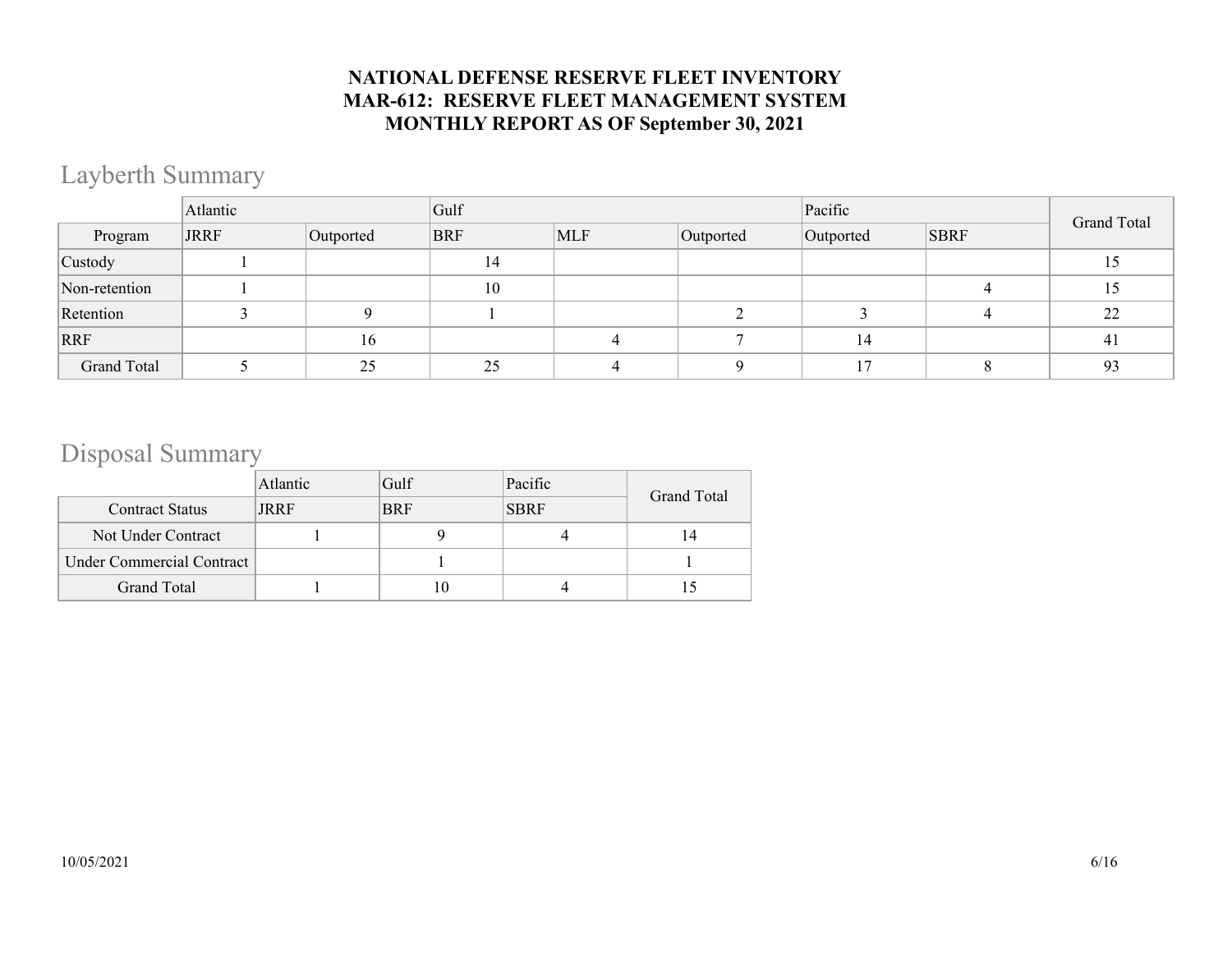**NATIONAL DEFENSE RESERVE FLEET INVENTORY**
**MAR-612: RESERVE FLEET MANAGEMENT SYSTEM**
**MONTHLY REPORT AS OF September 30, 2021**

## Layberth Summary

| | Atlantic | | Gulf | | | Pacific | | Grand Total |
|---|---|---|---|---|---|---|---|---|
| Program | JRRF | Outported | BRF | MLF | Outported | Outported | SBRF | |
| Custody | 1 | | 14 | | | | | 15 |
| Non-retention | 1 | | 10 | | | | 4 | 15 |
| Retention | 3 | 9 | 1 | | 2 | 3 | 4 | 22 |
| RRF | | 16 | | 4 | 7 | 14 | | 41 |
| Grand Total | 5 | 25 | 25 | 4 | 9 | 17 | 8 | 93 |

## Disposal Summary

| | Atlantic | Gulf | Pacific | Grand Total |
|---|---|---|---|---|
| Contract Status | JRRF | BRF | SBRF | |
| Not Under Contract | 1 | 9 | 4 | 14 |
| Under Commercial Contract | | 1 | | 1 |
| Grand Total | 1 | 10 | 4 | 15 |

10/05/2021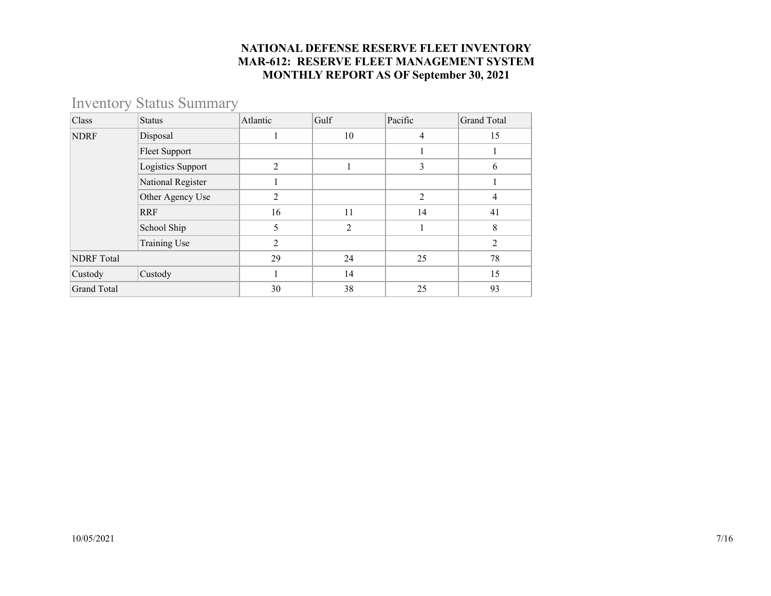**NATIONAL DEFENSE RESERVE FLEET INVENTORY**
**MAR-612: RESERVE FLEET MANAGEMENT SYSTEM**
**MONTHLY REPORT AS OF September 30, 2021**

## Inventory Status Summary

| Class | Status | Atlantic | Gulf | Pacific | Grand Total |
|---|---|---|---|---|---|
| NDRF | Disposal | 1 | 10 | 4 | 15 |
| | Fleet Support | | | 1 | 1 |
| | Logistics Support | 2 | 1 | 3 | 6 |
| | National Register | 1 | | | 1 |
| | Other Agency Use | 2 | | 2 | 4 |
| | RRF | 16 | 11 | 14 | 41 |
| | School Ship | 5 | 2 | 1 | 8 |
| | Training Use | 2 | | | 2 |
| NDRF Total | | 29 | 24 | 25 | 78 |
| Custody | Custody | 1 | 14 | | 15 |
| Grand Total | | 30 | 38 | 25 | 93 |

10/05/2021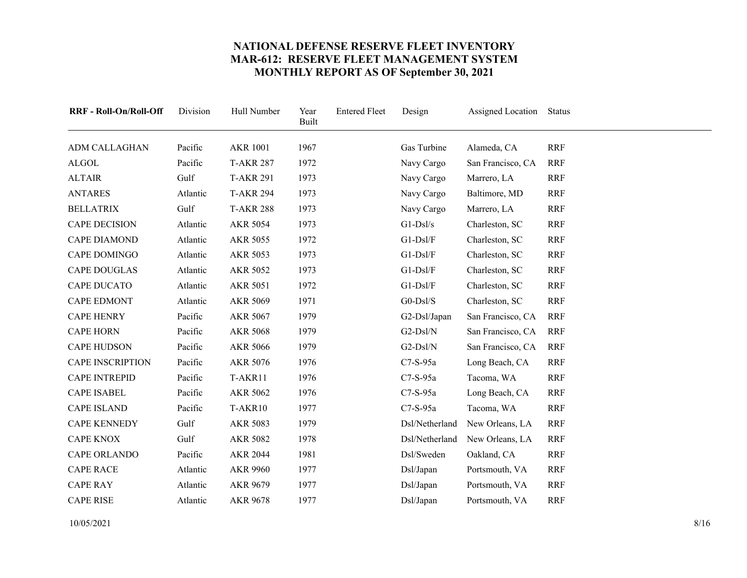# NATIONAL DEFENSE RESERVE FLEET INVENTORY
## MAR-612: RESERVE FLEET MANAGEMENT SYSTEM
## MONTHLY REPORT AS OF September 30, 2021

| RRF - Roll-On/Roll-Off | Division | Hull Number | Year Built | Entered Fleet | Design | Assigned Location | Status |
|---|---|---|---|---|---|---|---|
| ADM CALLAGHAN | Pacific | AKR 1001 | 1967 | | Gas Turbine | Alameda, CA | RRF |
| ALGOL | Pacific | T-AKR 287 | 1972 | | Navy Cargo | San Francisco, CA | RRF |
| ALTAIR | Gulf | T-AKR 291 | 1973 | | Navy Cargo | Marrero, LA | RRF |
| ANTARES | Atlantic | T-AKR 294 | 1973 | | Navy Cargo | Baltimore, MD | RRF |
| BELLATRIX | Gulf | T-AKR 288 | 1973 | | Navy Cargo | Marrero, LA | RRF |
| CAPE DECISION | Atlantic | AKR 5054 | 1973 | | G1-Dsl/s | Charleston, SC | RRF |
| CAPE DIAMOND | Atlantic | AKR 5055 | 1972 | | G1-Dsl/F | Charleston, SC | RRF |
| CAPE DOMINGO | Atlantic | AKR 5053 | 1973 | | G1-Dsl/F | Charleston, SC | RRF |
| CAPE DOUGLAS | Atlantic | AKR 5052 | 1973 | | G1-Dsl/F | Charleston, SC | RRF |
| CAPE DUCATO | Atlantic | AKR 5051 | 1972 | | G1-Dsl/F | Charleston, SC | RRF |
| CAPE EDMONT | Atlantic | AKR 5069 | 1971 | | G0-Dsl/S | Charleston, SC | RRF |
| CAPE HENRY | Pacific | AKR 5067 | 1979 | | G2-Dsl/Japan | San Francisco, CA | RRF |
| CAPE HORN | Pacific | AKR 5068 | 1979 | | G2-Dsl/N | San Francisco, CA | RRF |
| CAPE HUDSON | Pacific | AKR 5066 | 1979 | | G2-Dsl/N | San Francisco, CA | RRF |
| CAPE INSCRIPTION | Pacific | AKR 5076 | 1976 | | C7-S-95a | Long Beach, CA | RRF |
| CAPE INTREPID | Pacific | T-AKR11 | 1976 | | C7-S-95a | Tacoma, WA | RRF |
| CAPE ISABEL | Pacific | AKR 5062 | 1976 | | C7-S-95a | Long Beach, CA | RRF |
| CAPE ISLAND | Pacific | T-AKR10 | 1977 | | C7-S-95a | Tacoma, WA | RRF |
| CAPE KENNEDY | Gulf | AKR 5083 | 1979 | | Dsl/Netherland | New Orleans, LA | RRF |
| CAPE KNOX | Gulf | AKR 5082 | 1978 | | Dsl/Netherland | New Orleans, LA | RRF |
| CAPE ORLANDO | Pacific | AKR 2044 | 1981 | | Dsl/Sweden | Oakland, CA | RRF |
| CAPE RACE | Atlantic | AKR 9960 | 1977 | | Dsl/Japan | Portsmouth, VA | RRF |
| CAPE RAY | Atlantic | AKR 9679 | 1977 | | Dsl/Japan | Portsmouth, VA | RRF |
| CAPE RISE | Atlantic | AKR 9678 | 1977 | | Dsl/Japan | Portsmouth, VA | RRF |

10/05/2021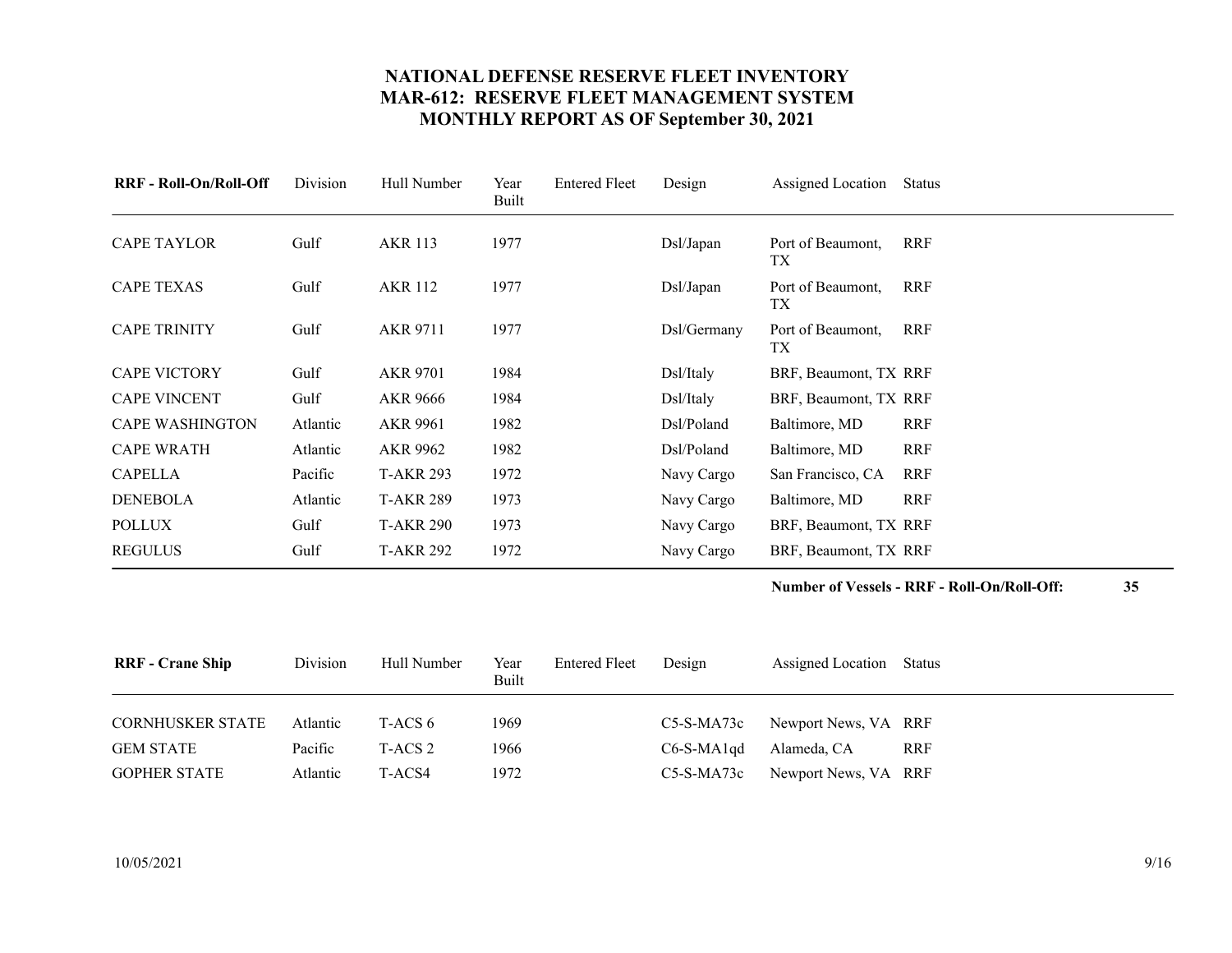# NATIONAL DEFENSE RESERVE FLEET INVENTORY
# MAR-612: RESERVE FLEET MANAGEMENT SYSTEM
# MONTHLY REPORT AS OF September 30, 2021

| RRF - Roll-On/Roll-Off | Division | Hull Number | Year Built | Entered Fleet | Design | Assigned Location | Status |
|---|---|---|---|---|---|---|---|
| CAPE TAYLOR | Gulf | AKR 113 | 1977 | | Dsl/Japan | Port of Beaumont, TX | RRF |
| CAPE TEXAS | Gulf | AKR 112 | 1977 | | Dsl/Japan | Port of Beaumont, TX | RRF |
| CAPE TRINITY | Gulf | AKR 9711 | 1977 | | Dsl/Germany | Port of Beaumont, TX | RRF |
| CAPE VICTORY | Gulf | AKR 9701 | 1984 | | Dsl/Italy | BRF, Beaumont, TX | RRF |
| CAPE VINCENT | Gulf | AKR 9666 | 1984 | | Dsl/Italy | BRF, Beaumont, TX | RRF |
| CAPE WASHINGTON | Atlantic | AKR 9961 | 1982 | | Dsl/Poland | Baltimore, MD | RRF |
| CAPE WRATH | Atlantic | AKR 9962 | 1982 | | Dsl/Poland | Baltimore, MD | RRF |
| CAPELLA | Pacific | T-AKR 293 | 1972 | | Navy Cargo | San Francisco, CA | RRF |
| DENEBOLA | Atlantic | T-AKR 289 | 1973 | | Navy Cargo | Baltimore, MD | RRF |
| POLLUX | Gulf | T-AKR 290 | 1973 | | Navy Cargo | BRF, Beaumont, TX | RRF |
| REGULUS | Gulf | T-AKR 292 | 1972 | | Navy Cargo | BRF, Beaumont, TX | RRF |

**Number of Vessels - RRF - Roll-On/Roll-Off: 35**

| RRF - Crane Ship | Division | Hull Number | Year Built | Entered Fleet | Design | Assigned Location | Status |
|---|---|---|---|---|---|---|---|
| CORNHUSKER STATE | Atlantic | T-ACS 6 | 1969 | | C5-S-MA73c | Newport News, VA | RRF |
| GEM STATE | Pacific | T-ACS 2 | 1966 | | C6-S-MA1qd | Alameda, CA | RRF |
| GOPHER STATE | Atlantic | T-ACS4 | 1972 | | C5-S-MA73c | Newport News, VA | RRF |

10/05/2021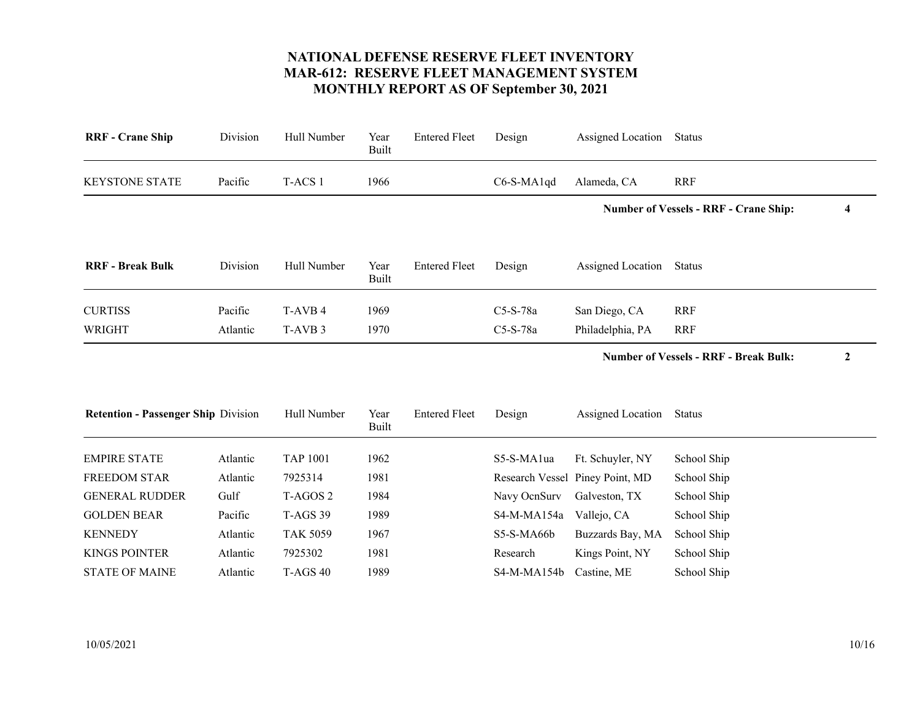# NATIONAL DEFENSE RESERVE FLEET INVENTORY
## MAR-612: RESERVE FLEET MANAGEMENT SYSTEM
## MONTHLY REPORT AS OF September 30, 2021

| RRF - Crane Ship | Division | Hull Number | Year Built | Entered Fleet | Design | Assigned Location | Status |
|---|---|---|---|---|---|---|---|
| KEYSTONE STATE | Pacific | T-ACS 1 | 1966 | | C6-S-MA1qd | Alameda, CA | RRF |

**Number of Vessels - RRF - Crane Ship: 4**

| RRF - Break Bulk | Division | Hull Number | Year Built | Entered Fleet | Design | Assigned Location | Status |
|---|---|---|---|---|---|---|---|
| CURTISS | Pacific | T-AVB 4 | 1969 | | C5-S-78a | San Diego, CA | RRF |
| WRIGHT | Atlantic | T-AVB 3 | 1970 | | C5-S-78a | Philadelphia, PA | RRF |

**Number of Vessels - RRF - Break Bulk: 2**

| Retention - Passenger Ship | Division | Hull Number | Year Built | Entered Fleet | Design | Assigned Location | Status |
|---|---|---|---|---|---|---|---|
| EMPIRE STATE | Atlantic | TAP 1001 | 1962 | | S5-S-MA1ua | Ft. Schuyler, NY | School Ship |
| FREEDOM STAR | Atlantic | 7925314 | 1981 | | Research Vessel | Piney Point, MD | School Ship |
| GENERAL RUDDER | Gulf | T-AGOS 2 | 1984 | | Navy OcnSurv | Galveston, TX | School Ship |
| GOLDEN BEAR | Pacific | T-AGS 39 | 1989 | | S4-M-MA154a | Vallejo, CA | School Ship |
| KENNEDY | Atlantic | TAK 5059 | 1967 | | S5-S-MA66b | Buzzards Bay, MA | School Ship |
| KINGS POINTER | Atlantic | 7925302 | 1981 | | Research | Kings Point, NY | School Ship |
| STATE OF MAINE | Atlantic | T-AGS 40 | 1989 | | S4-M-MA154b | Castine, ME | School Ship |

10/05/2021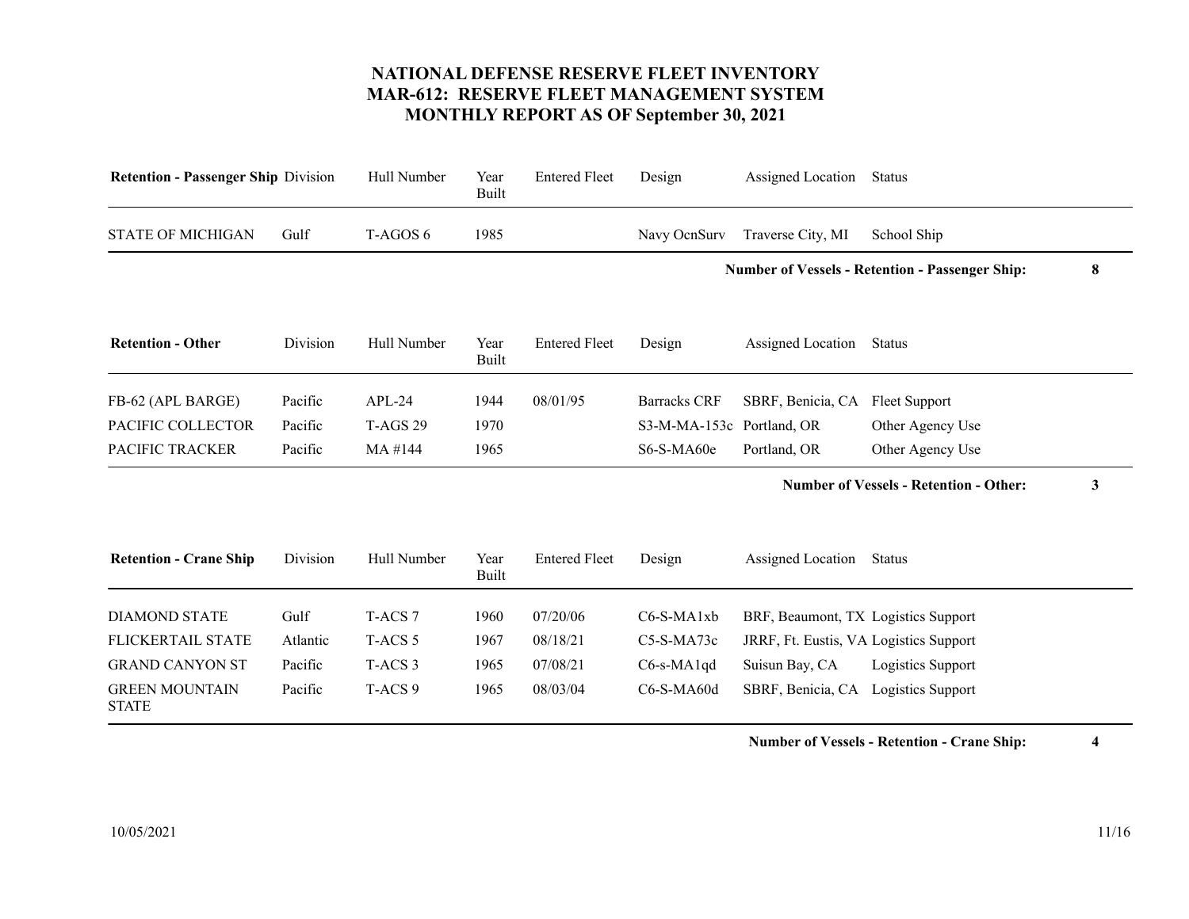# NATIONAL DEFENSE RESERVE FLEET INVENTORY
# MAR-612: RESERVE FLEET MANAGEMENT SYSTEM
# MONTHLY REPORT AS OF September 30, 2021

| Retention - Passenger Ship | Division | Hull Number | Year Built | Entered Fleet | Design | Assigned Location | Status |
|---|---|---|---|---|---|---|---|
| STATE OF MICHIGAN | Gulf | T-AGOS 6 | 1985 | | Navy OcnSurv | Traverse City, MI | School Ship |

**Number of Vessels - Retention - Passenger Ship: 8**

| Retention - Other | Division | Hull Number | Year Built | Entered Fleet | Design | Assigned Location | Status |
|---|---|---|---|---|---|---|---|
| FB-62 (APL BARGE) | Pacific | APL-24 | 1944 | 08/01/95 | Barracks CRF | SBRF, Benicia, CA | Fleet Support |
| PACIFIC COLLECTOR | Pacific | T-AGS 29 | 1970 | | S3-M-MA-153c | Portland, OR | Other Agency Use |
| PACIFIC TRACKER | Pacific | MA #144 | 1965 | | S6-S-MA60e | Portland, OR | Other Agency Use |

**Number of Vessels - Retention - Other: 3**

| Retention - Crane Ship | Division | Hull Number | Year Built | Entered Fleet | Design | Assigned Location | Status |
|---|---|---|---|---|---|---|---|
| DIAMOND STATE | Gulf | T-ACS 7 | 1960 | 07/20/06 | C6-S-MA1xb | BRF, Beaumont, TX | Logistics Support |
| FLICKERTAIL STATE | Atlantic | T-ACS 5 | 1967 | 08/18/21 | C5-S-MA73c | JRRF, Ft. Eustis, VA | Logistics Support |
| GRAND CANYON ST | Pacific | T-ACS 3 | 1965 | 07/08/21 | C6-s-MA1qd | Suisun Bay, CA | Logistics Support |
| GREEN MOUNTAIN STATE | Pacific | T-ACS 9 | 1965 | 08/03/04 | C6-S-MA60d | SBRF, Benicia, CA | Logistics Support |

**Number of Vessels - Retention - Crane Ship: 4**

10/05/2021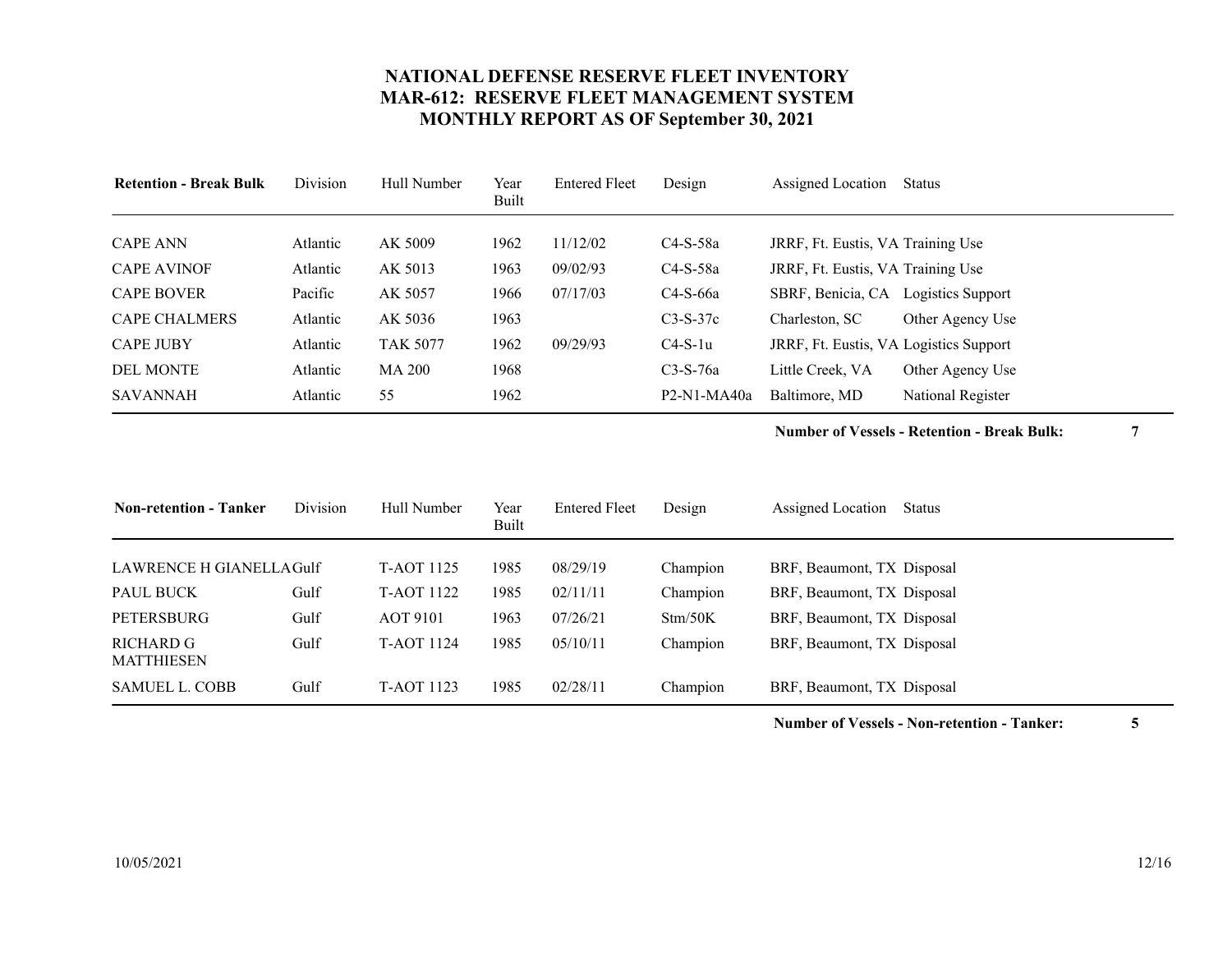# NATIONAL DEFENSE RESERVE FLEET INVENTORY
# MAR-612: RESERVE FLEET MANAGEMENT SYSTEM
# MONTHLY REPORT AS OF September 30, 2021

| Retention - Break Bulk | Division | Hull Number | Year Built | Entered Fleet | Design | Assigned Location | Status |
|---|---|---|---|---|---|---|---|
| CAPE ANN | Atlantic | AK 5009 | 1962 | 11/12/02 | C4-S-58a | JRRF, Ft. Eustis, VA | Training Use |
| CAPE AVINOF | Atlantic | AK 5013 | 1963 | 09/02/93 | C4-S-58a | JRRF, Ft. Eustis, VA | Training Use |
| CAPE BOVER | Pacific | AK 5057 | 1966 | 07/17/03 | C4-S-66a | SBRF, Benicia, CA | Logistics Support |
| CAPE CHALMERS | Atlantic | AK 5036 | 1963 | | C3-S-37c | Charleston, SC | Other Agency Use |
| CAPE JUBY | Atlantic | TAK 5077 | 1962 | 09/29/93 | C4-S-1u | JRRF, Ft. Eustis, VA | Logistics Support |
| DEL MONTE | Atlantic | MA 200 | 1968 | | C3-S-76a | Little Creek, VA | Other Agency Use |
| SAVANNAH | Atlantic | 55 | 1962 | | P2-N1-MA40a | Baltimore, MD | National Register |

**Number of Vessels - Retention - Break Bulk: 7**

| Non-retention - Tanker | Division | Hull Number | Year Built | Entered Fleet | Design | Assigned Location | Status |
|---|---|---|---|---|---|---|---|
| LAWRENCE H GIANELLA | Gulf | T-AOT 1125 | 1985 | 08/29/19 | Champion | BRF, Beaumont, TX | Disposal |
| PAUL BUCK | Gulf | T-AOT 1122 | 1985 | 02/11/11 | Champion | BRF, Beaumont, TX | Disposal |
| PETERSBURG | Gulf | AOT 9101 | 1963 | 07/26/21 | Stm/50K | BRF, Beaumont, TX | Disposal |
| RICHARD G MATTHIESEN | Gulf | T-AOT 1124 | 1985 | 05/10/11 | Champion | BRF, Beaumont, TX | Disposal |
| SAMUEL L. COBB | Gulf | T-AOT 1123 | 1985 | 02/28/11 | Champion | BRF, Beaumont, TX | Disposal |

**Number of Vessels - Non-retention - Tanker: 5**

10/05/2021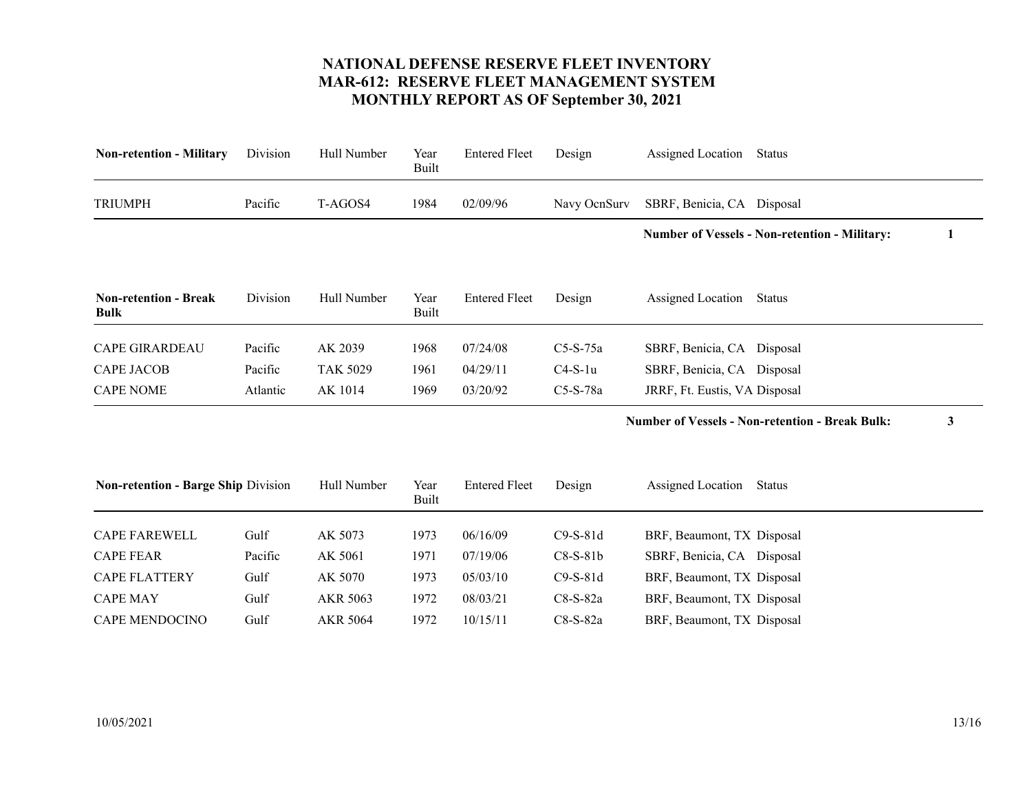# NATIONAL DEFENSE RESERVE FLEET INVENTORY
## MAR-612: RESERVE FLEET MANAGEMENT SYSTEM
## MONTHLY REPORT AS OF September 30, 2021

| Non-retention - Military | Division | Hull Number | Year Built | Entered Fleet | Design | Assigned Location | Status |
|---|---|---|---|---|---|---|---|
| TRIUMPH | Pacific | T-AGOS4 | 1984 | 02/09/96 | Navy OcnSurv | SBRF, Benicia, CA | Disposal |

**Number of Vessels - Non-retention - Military: 1**

| Non-retention - Break Bulk | Division | Hull Number | Year Built | Entered Fleet | Design | Assigned Location | Status |
|---|---|---|---|---|---|---|---|
| CAPE GIRARDEAU | Pacific | AK 2039 | 1968 | 07/24/08 | C5-S-75a | SBRF, Benicia, CA | Disposal |
| CAPE JACOB | Pacific | TAK 5029 | 1961 | 04/29/11 | C4-S-1u | SBRF, Benicia, CA | Disposal |
| CAPE NOME | Atlantic | AK 1014 | 1969 | 03/20/92 | C5-S-78a | JRRF, Ft. Eustis, VA | Disposal |

**Number of Vessels - Non-retention - Break Bulk: 3**

| Non-retention - Barge Ship | Division | Hull Number | Year Built | Entered Fleet | Design | Assigned Location | Status |
|---|---|---|---|---|---|---|---|
| CAPE FAREWELL | Gulf | AK 5073 | 1973 | 06/16/09 | C9-S-81d | BRF, Beaumont, TX | Disposal |
| CAPE FEAR | Pacific | AK 5061 | 1971 | 07/19/06 | C8-S-81b | SBRF, Benicia, CA | Disposal |
| CAPE FLATTERY | Gulf | AK 5070 | 1973 | 05/03/10 | C9-S-81d | BRF, Beaumont, TX | Disposal |
| CAPE MAY | Gulf | AKR 5063 | 1972 | 08/03/21 | C8-S-82a | BRF, Beaumont, TX | Disposal |
| CAPE MENDOCINO | Gulf | AKR 5064 | 1972 | 10/15/11 | C8-S-82a | BRF, Beaumont, TX | Disposal |

10/05/2021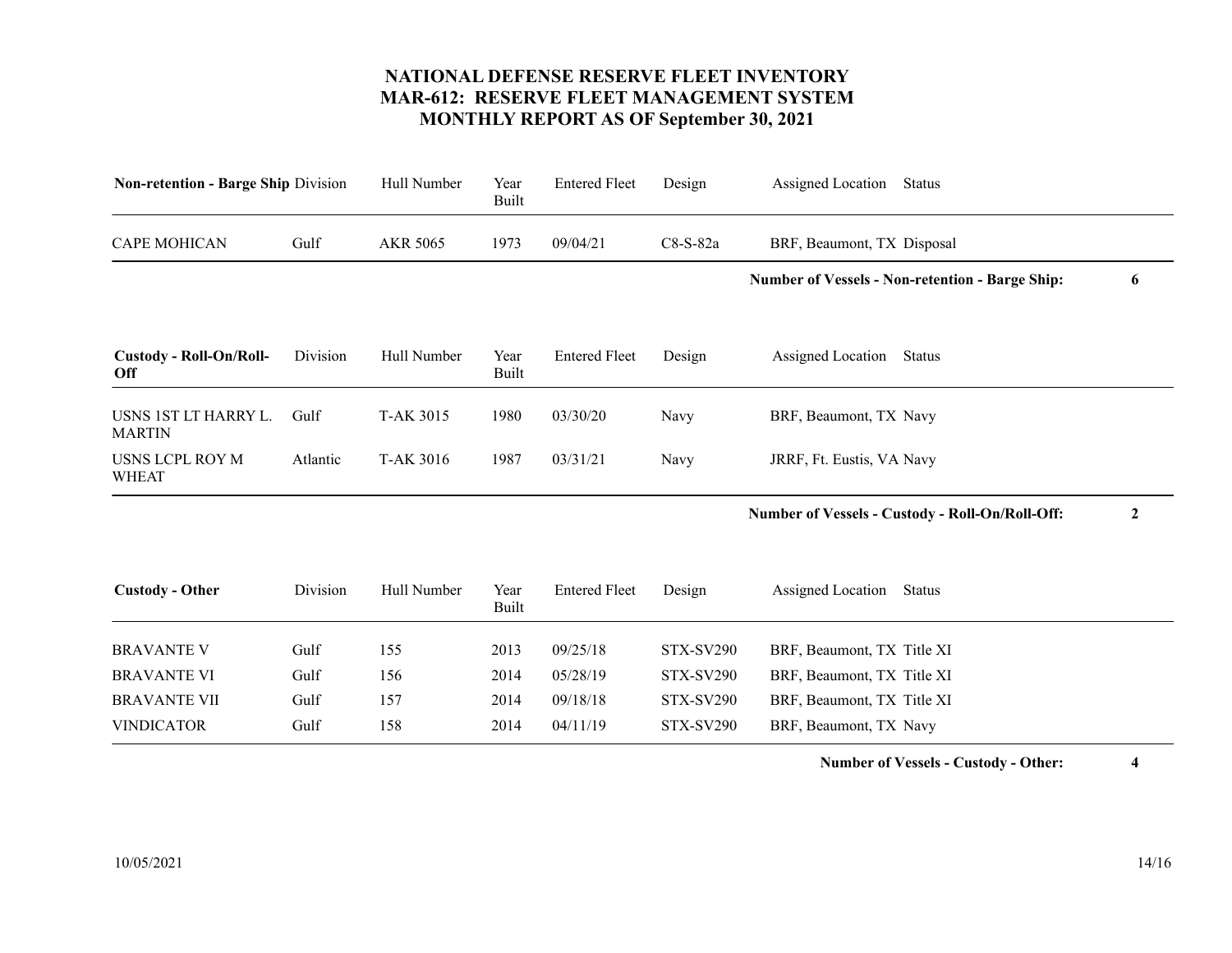# NATIONAL DEFENSE RESERVE FLEET INVENTORY
# MAR-612: RESERVE FLEET MANAGEMENT SYSTEM
# MONTHLY REPORT AS OF September 30, 2021

| **Non-retention - Barge Ship** | Division | Hull Number | Year Built | Entered Fleet | Design | Assigned Location | Status |
|---|---|---|---|---|---|---|---|
| CAPE MOHICAN | Gulf | AKR 5065 | 1973 | 09/04/21 | C8-S-82a | BRF, Beaumont, TX | Disposal |

**Number of Vessels - Non-retention - Barge Ship: 6**

| **Custody - Roll-On/Roll-Off** | Division | Hull Number | Year Built | Entered Fleet | Design | Assigned Location | Status |
|---|---|---|---|---|---|---|---|
| USNS 1ST LT HARRY L. MARTIN | Gulf | T-AK 3015 | 1980 | 03/30/20 | Navy | BRF, Beaumont, TX | Navy |
| USNS LCPL ROY M WHEAT | Atlantic | T-AK 3016 | 1987 | 03/31/21 | Navy | JRRF, Ft. Eustis, VA | Navy |

**Number of Vessels - Custody - Roll-On/Roll-Off: 2**

| **Custody - Other** | Division | Hull Number | Year Built | Entered Fleet | Design | Assigned Location | Status |
|---|---|---|---|---|---|---|---|
| BRAVANTE V | Gulf | 155 | 2013 | 09/25/18 | STX-SV290 | BRF, Beaumont, TX | Title XI |
| BRAVANTE VI | Gulf | 156 | 2014 | 05/28/19 | STX-SV290 | BRF, Beaumont, TX | Title XI |
| BRAVANTE VII | Gulf | 157 | 2014 | 09/18/18 | STX-SV290 | BRF, Beaumont, TX | Title XI |
| VINDICATOR | Gulf | 158 | 2014 | 04/11/19 | STX-SV290 | BRF, Beaumont, TX | Navy |

**Number of Vessels - Custody - Other: 4**

10/05/2021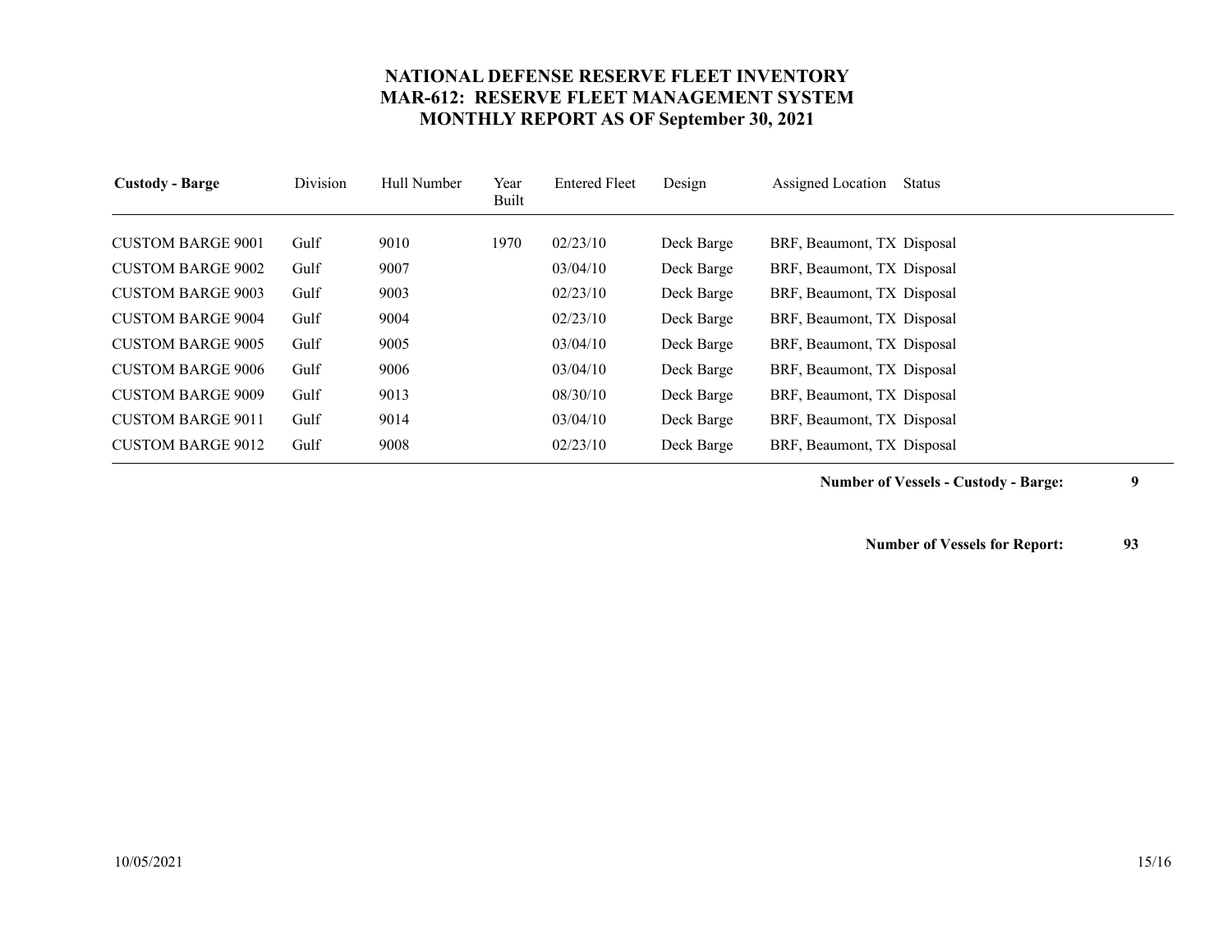# NATIONAL DEFENSE RESERVE FLEET INVENTORY
## MAR-612: RESERVE FLEET MANAGEMENT SYSTEM
## MONTHLY REPORT AS OF September 30, 2021

| **Custody - Barge** | Division | Hull Number | Year Built | Entered Fleet | Design | Assigned Location | Status |
|---|---|---|---|---|---|---|---|
| CUSTOM BARGE 9001 | Gulf | 9010 | 1970 | 02/23/10 | Deck Barge | BRF, Beaumont, TX | Disposal |
| CUSTOM BARGE 9002 | Gulf | 9007 | | 03/04/10 | Deck Barge | BRF, Beaumont, TX | Disposal |
| CUSTOM BARGE 9003 | Gulf | 9003 | | 02/23/10 | Deck Barge | BRF, Beaumont, TX | Disposal |
| CUSTOM BARGE 9004 | Gulf | 9004 | | 02/23/10 | Deck Barge | BRF, Beaumont, TX | Disposal |
| CUSTOM BARGE 9005 | Gulf | 9005 | | 03/04/10 | Deck Barge | BRF, Beaumont, TX | Disposal |
| CUSTOM BARGE 9006 | Gulf | 9006 | | 03/04/10 | Deck Barge | BRF, Beaumont, TX | Disposal |
| CUSTOM BARGE 9009 | Gulf | 9013 | | 08/30/10 | Deck Barge | BRF, Beaumont, TX | Disposal |
| CUSTOM BARGE 9011 | Gulf | 9014 | | 03/04/10 | Deck Barge | BRF, Beaumont, TX | Disposal |
| CUSTOM BARGE 9012 | Gulf | 9008 | | 02/23/10 | Deck Barge | BRF, Beaumont, TX | Disposal |

**Number of Vessels - Custody - Barge: 9**

**Number of Vessels for Report: 93**

10/05/2021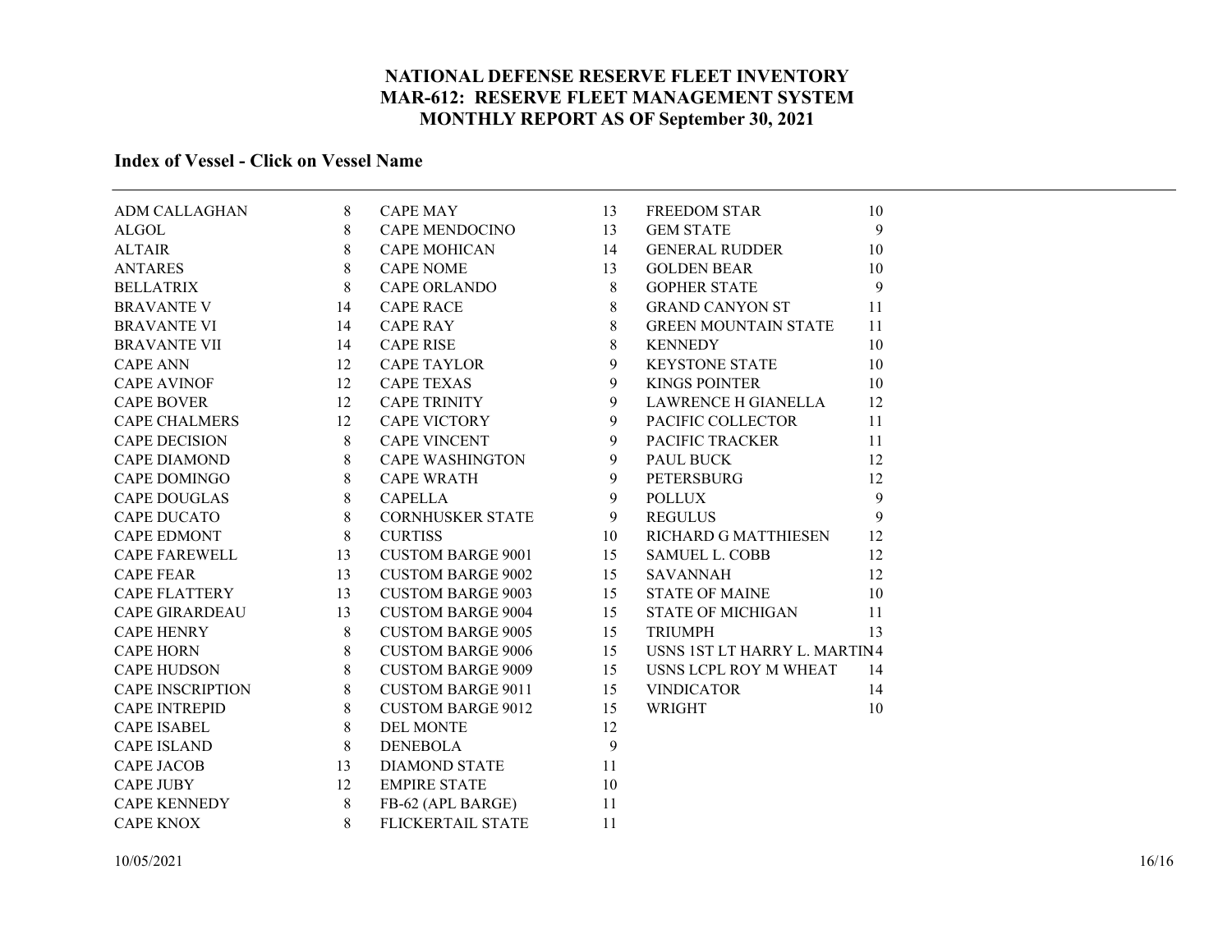**NATIONAL DEFENSE RESERVE FLEET INVENTORY**
**MAR-612: RESERVE FLEET MANAGEMENT SYSTEM**
**MONTHLY REPORT AS OF September 30, 2021**

## Index of Vessel - Click on Vessel Name

| | | | | | |
|---|---|---|---|---|---|
| ADM CALLAGHAN | 8 | CAPE MAY | 13 | FREEDOM STAR | 10 |
| ALGOL | 8 | CAPE MENDOCINO | 13 | GEM STATE | 9 |
| ALTAIR | 8 | CAPE MOHICAN | 14 | GENERAL RUDDER | 10 |
| ANTARES | 8 | CAPE NOME | 13 | GOLDEN BEAR | 10 |
| BELLATRIX | 8 | CAPE ORLANDO | 8 | GOPHER STATE | 9 |
| BRAVANTE V | 14 | CAPE RACE | 8 | GRAND CANYON ST | 11 |
| BRAVANTE VI | 14 | CAPE RAY | 8 | GREEN MOUNTAIN STATE | 11 |
| BRAVANTE VII | 14 | CAPE RISE | 8 | KENNEDY | 10 |
| CAPE ANN | 12 | CAPE TAYLOR | 9 | KEYSTONE STATE | 10 |
| CAPE AVINOF | 12 | CAPE TEXAS | 9 | KINGS POINTER | 10 |
| CAPE BOVER | 12 | CAPE TRINITY | 9 | LAWRENCE H GIANELLA | 12 |
| CAPE CHALMERS | 12 | CAPE VICTORY | 9 | PACIFIC COLLECTOR | 11 |
| CAPE DECISION | 8 | CAPE VINCENT | 9 | PACIFIC TRACKER | 11 |
| CAPE DIAMOND | 8 | CAPE WASHINGTON | 9 | PAUL BUCK | 12 |
| CAPE DOMINGO | 8 | CAPE WRATH | 9 | PETERSBURG | 12 |
| CAPE DOUGLAS | 8 | CAPELLA | 9 | POLLUX | 9 |
| CAPE DUCATO | 8 | CORNHUSKER STATE | 9 | REGULUS | 9 |
| CAPE EDMONT | 8 | CURTISS | 10 | RICHARD G MATTHIESEN | 12 |
| CAPE FAREWELL | 13 | CUSTOM BARGE 9001 | 15 | SAMUEL L. COBB | 12 |
| CAPE FEAR | 13 | CUSTOM BARGE 9002 | 15 | SAVANNAH | 12 |
| CAPE FLATTERY | 13 | CUSTOM BARGE 9003 | 15 | STATE OF MAINE | 10 |
| CAPE GIRARDEAU | 13 | CUSTOM BARGE 9004 | 15 | STATE OF MICHIGAN | 11 |
| CAPE HENRY | 8 | CUSTOM BARGE 9005 | 15 | TRIUMPH | 13 |
| CAPE HORN | 8 | CUSTOM BARGE 9006 | 15 | USNS 1ST LT HARRY L. MARTIN | 14 |
| CAPE HUDSON | 8 | CUSTOM BARGE 9009 | 15 | USNS LCPL ROY M WHEAT | 14 |
| CAPE INSCRIPTION | 8 | CUSTOM BARGE 9011 | 15 | VINDICATOR | 14 |
| CAPE INTREPID | 8 | CUSTOM BARGE 9012 | 15 | WRIGHT | 10 |
| CAPE ISABEL | 8 | DEL MONTE | 12 | | |
| CAPE ISLAND | 8 | DENEBOLA | 9 | | |
| CAPE JACOB | 13 | DIAMOND STATE | 11 | | |
| CAPE JUBY | 12 | EMPIRE STATE | 10 | | |
| CAPE KENNEDY | 8 | FB-62 (APL BARGE) | 11 | | |
| CAPE KNOX | 8 | FLICKERTAIL STATE | 11 | | |

10/05/2021